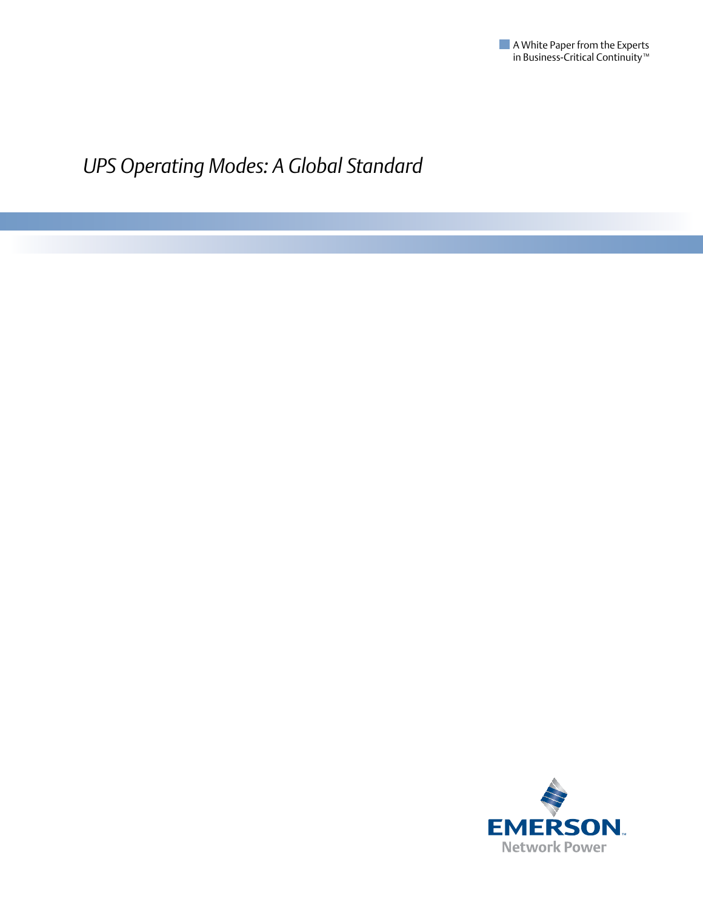A White Paper from the Experts in Business-Critical Continuity™

# *UPS Operating Modes: A Global Standard*

EMERSON™
Network Power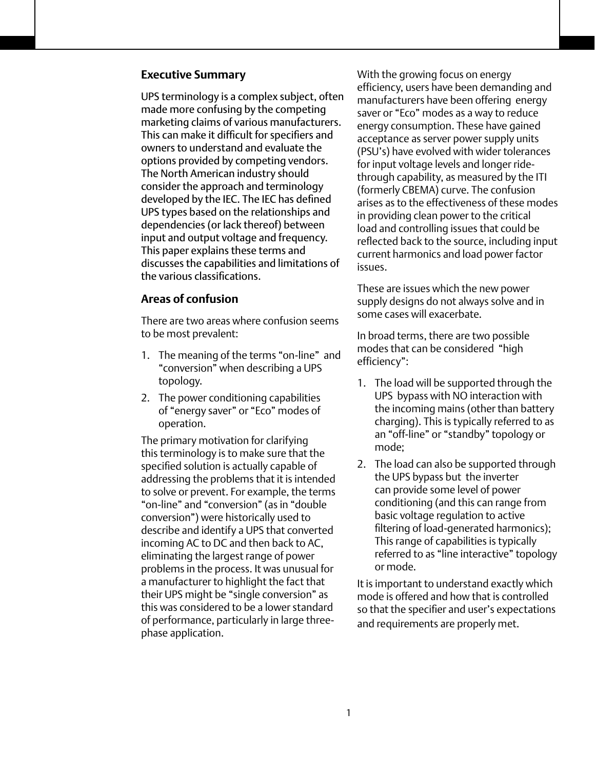## Executive Summary

UPS terminology is a complex subject, often made more confusing by the competing marketing claims of various manufacturers. This can make it difficult for specifiers and owners to understand and evaluate the options provided by competing vendors. The North American industry should consider the approach and terminology developed by the IEC. The IEC has defined UPS types based on the relationships and dependencies (or lack thereof) between input and output voltage and frequency. This paper explains these terms and discusses the capabilities and limitations of the various classifications.

## Areas of confusion

There are two areas where confusion seems to be most prevalent:

1. The meaning of the terms "on-line" and "conversion" when describing a UPS topology.
2. The power conditioning capabilities of "energy saver" or "Eco" modes of operation.

The primary motivation for clarifying this terminology is to make sure that the specified solution is actually capable of addressing the problems that it is intended to solve or prevent. For example, the terms "on-line" and "conversion" (as in "double conversion") were historically used to describe and identify a UPS that converted incoming AC to DC and then back to AC, eliminating the largest range of power problems in the process. It was unusual for a manufacturer to highlight the fact that their UPS might be "single conversion" as this was considered to be a lower standard of performance, particularly in large three-phase application.

With the growing focus on energy efficiency, users have been demanding and manufacturers have been offering energy saver or "Eco" modes as a way to reduce energy consumption. These have gained acceptance as server power supply units (PSU's) have evolved with wider tolerances for input voltage levels and longer ride-through capability, as measured by the ITI (formerly CBEMA) curve. The confusion arises as to the effectiveness of these modes in providing clean power to the critical load and controlling issues that could be reflected back to the source, including input current harmonics and load power factor issues.

These are issues which the new power supply designs do not always solve and in some cases will exacerbate.

In broad terms, there are two possible modes that can be considered "high efficiency":

1. The load will be supported through the UPS bypass with NO interaction with the incoming mains (other than battery charging). This is typically referred to as an "off-line" or "standby" topology or mode;
2. The load can also be supported through the UPS bypass but the inverter can provide some level of power conditioning (and this can range from basic voltage regulation to active filtering of load-generated harmonics); This range of capabilities is typically referred to as "line interactive" topology or mode.

It is important to understand exactly which mode is offered and how that is controlled so that the specifier and user's expectations and requirements are properly met.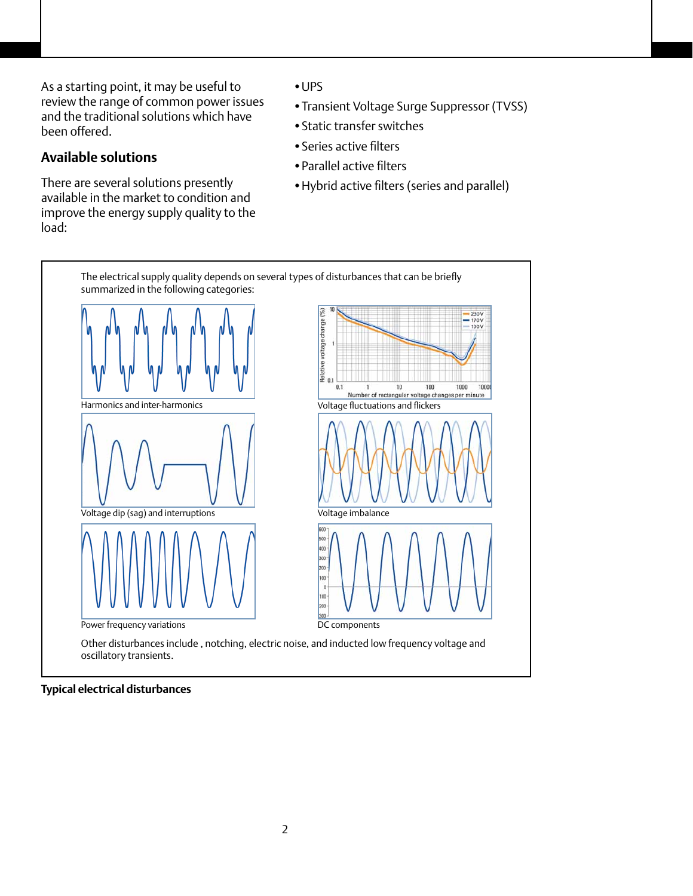As a starting point, it may be useful to review the range of common power issues and the traditional solutions which have been offered.

## Available solutions

There are several solutions presently available in the market to condition and improve the energy supply quality to the load:

- UPS
- Transient Voltage Surge Suppressor (TVSS)
- Static transfer switches
- Series active filters
- Parallel active filters
- Hybrid active filters (series and parallel)

The electrical supply quality depends on several types of disturbances that can be briefly summarized in the following categories:

Harmonics and inter-harmonics

Voltage fluctuations and flickers

Voltage dip (sag) and interruptions

Voltage imbalance

Power frequency variations

DC components

Other disturbances include , notching, electric noise, and inducted low frequency voltage and oscillatory transients.

**Typical electrical disturbances**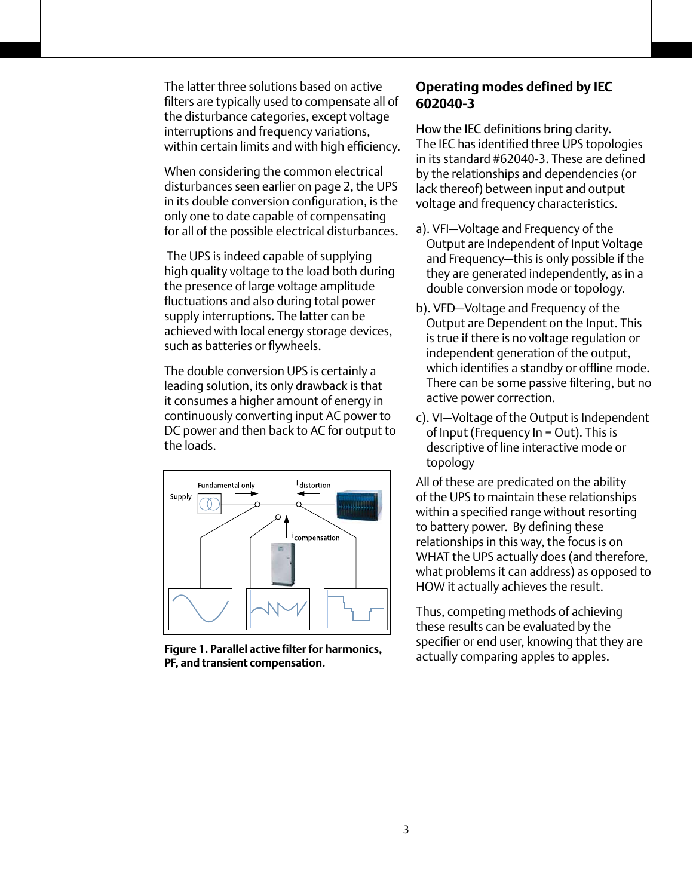The latter three solutions based on active filters are typically used to compensate all of the disturbance categories, except voltage interruptions and frequency variations, within certain limits and with high efficiency.

When considering the common electrical disturbances seen earlier on page 2, the UPS in its double conversion configuration, is the only one to date capable of compensating for all of the possible electrical disturbances.

The UPS is indeed capable of supplying high quality voltage to the load both during the presence of large voltage amplitude fluctuations and also during total power supply interruptions. The latter can be achieved with local energy storage devices, such as batteries or flywheels.

The double conversion UPS is certainly a leading solution, its only drawback is that it consumes a higher amount of energy in continuously converting input AC power to DC power and then back to AC for output to the loads.

**Figure 1. Parallel active filter for harmonics, PF, and transient compensation.**

## Operating modes defined by IEC 602040-3

How the IEC definitions bring clarity.
The IEC has identified three UPS topologies in its standard #62040-3. These are defined by the relationships and dependencies (or lack thereof) between input and output voltage and frequency characteristics.

a). VFI—Voltage and Frequency of the Output are Independent of Input Voltage and Frequency—this is only possible if the they are generated independently, as in a double conversion mode or topology.

b). VFD—Voltage and Frequency of the Output are Dependent on the Input. This is true if there is no voltage regulation or independent generation of the output, which identifies a standby or offline mode. There can be some passive filtering, but no active power correction.

c). VI—Voltage of the Output is Independent of Input (Frequency In = Out). This is descriptive of line interactive mode or topology

All of these are predicated on the ability of the UPS to maintain these relationships within a specified range without resorting to battery power. By defining these relationships in this way, the focus is on WHAT the UPS actually does (and therefore, what problems it can address) as opposed to HOW it actually achieves the result.

Thus, competing methods of achieving these results can be evaluated by the specifier or end user, knowing that they are actually comparing apples to apples.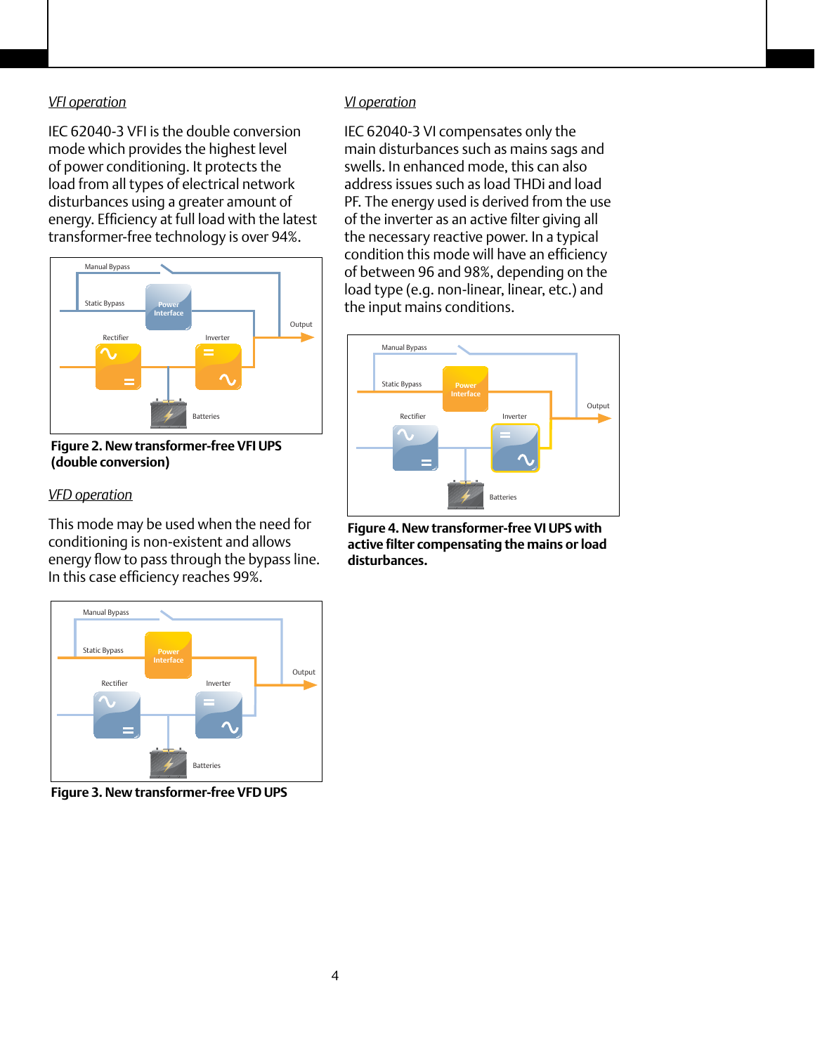*VFI operation*

IEC 62040-3 VFI is the double conversion mode which provides the highest level of power conditioning. It protects the load from all types of electrical network disturbances using a greater amount of energy. Efficiency at full load with the latest transformer-free technology is over 94%.

**Figure 2. New transformer-free VFI UPS (double conversion)**

*VFD operation*

This mode may be used when the need for conditioning is non-existent and allows energy flow to pass through the bypass line. In this case efficiency reaches 99%.

**Figure 3. New transformer-free VFD UPS**

*VI operation*

IEC 62040-3 VI compensates only the main disturbances such as mains sags and swells. In enhanced mode, this can also address issues such as load THDi and load PF. The energy used is derived from the use of the inverter as an active filter giving all the necessary reactive power. In a typical condition this mode will have an efficiency of between 96 and 98%, depending on the load type (e.g. non-linear, linear, etc.) and the input mains conditions.

**Figure 4. New transformer-free VI UPS with active filter compensating the mains or load disturbances.**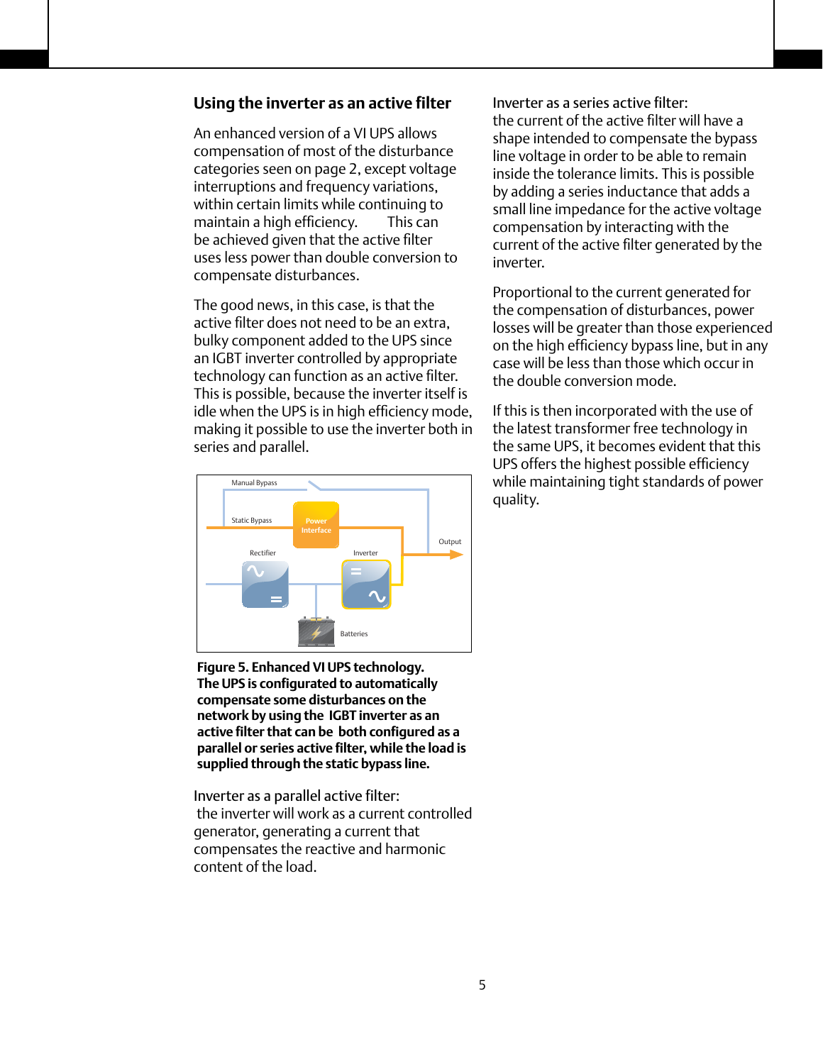## Using the inverter as an active filter

An enhanced version of a VI UPS allows compensation of most of the disturbance categories seen on page 2, except voltage interruptions and frequency variations, within certain limits while continuing to maintain a high efficiency. This can be achieved given that the active filter uses less power than double conversion to compensate disturbances.

The good news, in this case, is that the active filter does not need to be an extra, bulky component added to the UPS since an IGBT inverter controlled by appropriate technology can function as an active filter. This is possible, because the inverter itself is idle when the UPS is in high efficiency mode, making it possible to use the inverter both in series and parallel.

Manual Bypass

Static Bypass

Power Interface

Output

Rectifier

Inverter

Batteries

**Figure 5. Enhanced VI UPS technology. The UPS is configurated to automatically compensate some disturbances on the network by using the IGBT inverter as an active filter that can be both configured as a parallel or series active filter, while the load is supplied through the static bypass line.**

Inverter as a parallel active filter:
the inverter will work as a current controlled generator, generating a current that compensates the reactive and harmonic content of the load.

Inverter as a series active filter:
the current of the active filter will have a shape intended to compensate the bypass line voltage in order to be able to remain inside the tolerance limits. This is possible by adding a series inductance that adds a small line impedance for the active voltage compensation by interacting with the current of the active filter generated by the inverter.

Proportional to the current generated for the compensation of disturbances, power losses will be greater than those experienced on the high efficiency bypass line, but in any case will be less than those which occur in the double conversion mode.

If this is then incorporated with the use of the latest transformer free technology in the same UPS, it becomes evident that this UPS offers the highest possible efficiency while maintaining tight standards of power quality.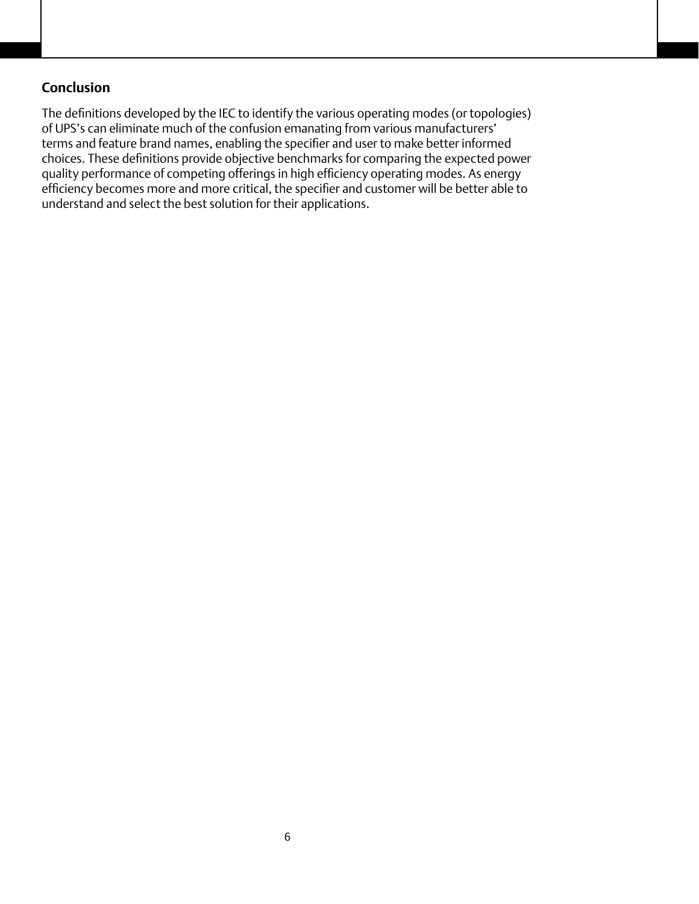## Conclusion

The definitions developed by the IEC to identify the various operating modes (or topologies) of UPS's can eliminate much of the confusion emanating from various manufacturers' terms and feature brand names, enabling the specifier and user to make better informed choices. These definitions provide objective benchmarks for comparing the expected power quality performance of competing offerings in high efficiency operating modes. As energy efficiency becomes more and more critical, the specifier and customer will be better able to understand and select the best solution for their applications.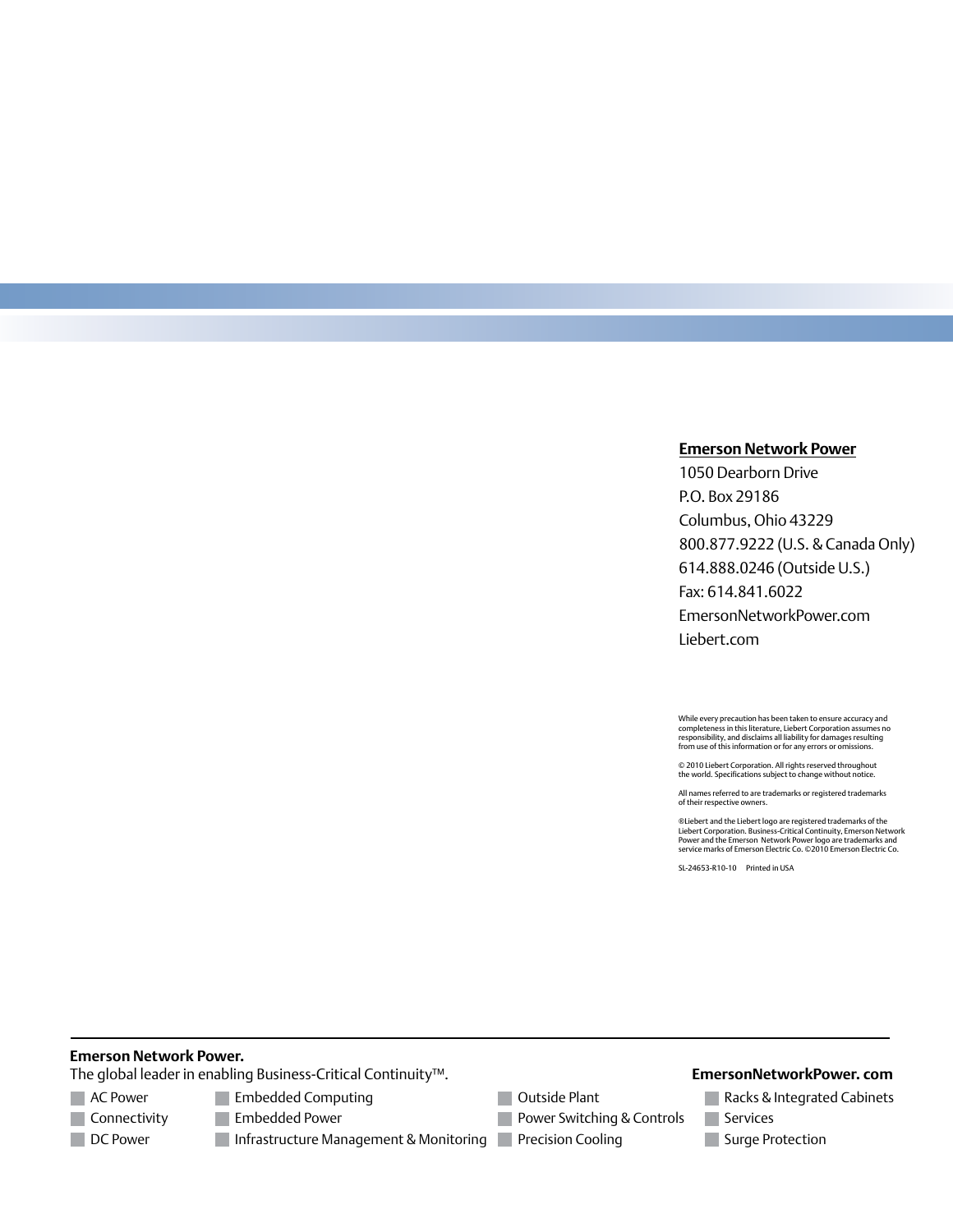**Emerson Network Power**
1050 Dearborn Drive
P.O. Box 29186
Columbus, Ohio 43229
800.877.9222 (U.S. & Canada Only)
614.888.0246 (Outside U.S.)
Fax: 614.841.6022
EmersonNetworkPower.com
Liebert.com

While every precaution has been taken to ensure accuracy and completeness in this literature, Liebert Corporation assumes no responsibility, and disclaims all liability for damages resulting from use of this information or for any errors or omissions.

© 2010 Liebert Corporation. All rights reserved throughout the world. Specifications subject to change without notice.

All names referred to are trademarks or registered trademarks of their respective owners.

®Liebert and the Liebert logo are registered trademarks of the Liebert Corporation. Business-Critical Continuity, Emerson Network Power and the Emerson Network Power logo are trademarks and service marks of Emerson Electric Co. ©2010 Emerson Electric Co.

SL-24653-R10-10 Printed in USA

**Emerson Network Power.**
The global leader in enabling Business-Critical Continuity™.

**EmersonNetworkPower. com**

- AC Power
- Connectivity
- DC Power
- Embedded Computing
- Embedded Power
- Infrastructure Management & Monitoring
- Outside Plant
- Power Switching & Controls
- Precision Cooling
- Racks & Integrated Cabinets
- Services
- Surge Protection